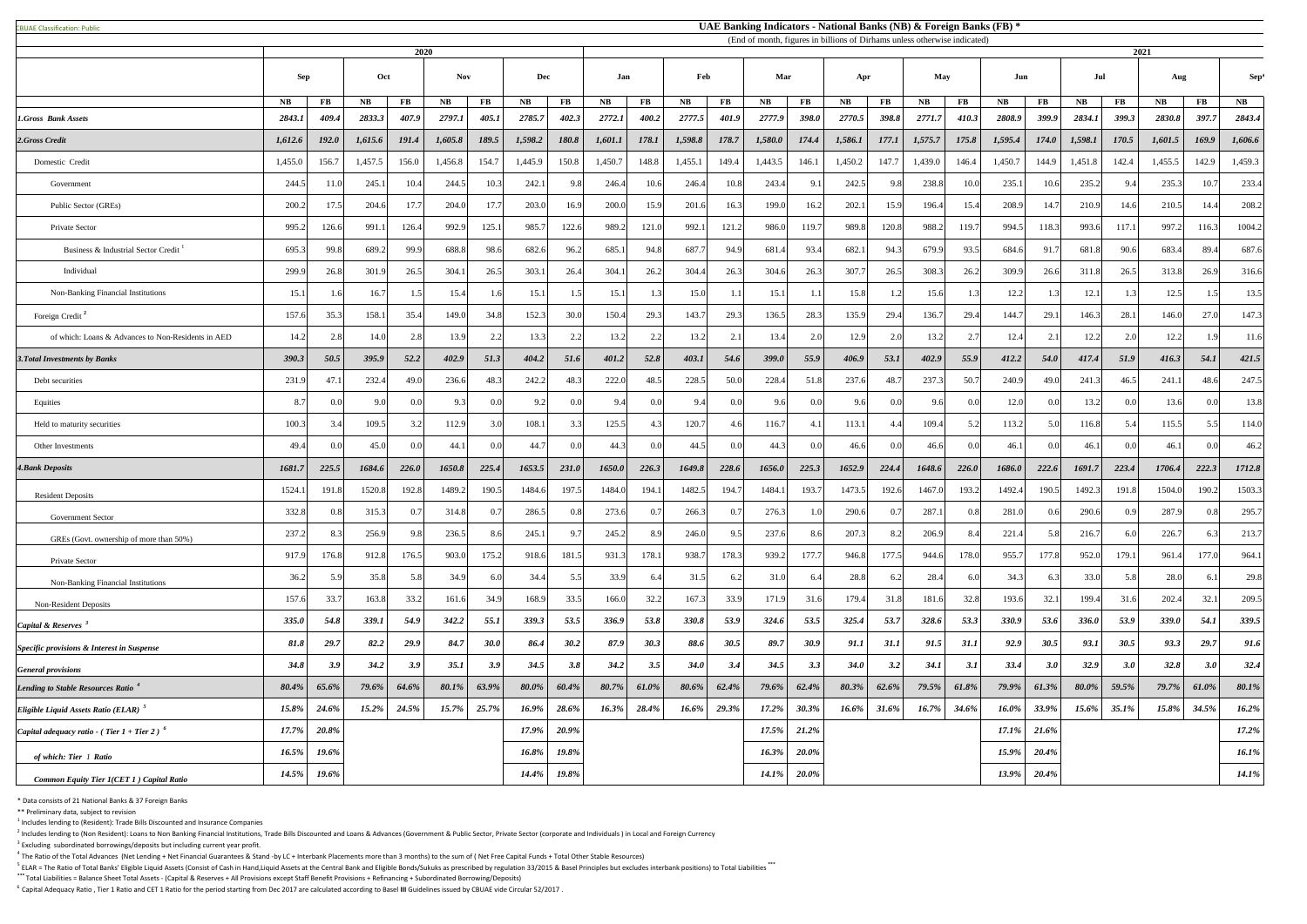CBUAE Classification: Public

# UAE Banking Indicators - National Banks (NB) & Foreign Banks (FB) *

(End of month, figures in billions of Dirhams unless otherwise indicated)

| | 2020 | | | | | | | | 2021 | | | | | | | | | | | | | | | | | |
|---|---|---|---|---|---|---|---|---|---|---|---|---|---|---|---|---|---|---|---|---|---|---|---|---|---|---|
| | Sep | | Oct | | Nov | | Dec | | Jan | | Feb | | Mar | | Apr | | May | | Jun | | Jul | | Aug | | Sep* |
| | NB | FB | NB | FB | NB | FB | NB | FB | NB | FB | NB | FB | NB | FB | NB | FB | NB | FB | NB | FB | NB | FB | NB | FB | NB |
| *1.Gross Bank Assets* | *2843.1* | *409.4* | *2833.3* | *407.9* | *2797.1* | *405.1* | *2785.7* | *402.3* | *2772.1* | *400.2* | *2777.5* | *401.9* | *2777.9* | *398.0* | *2770.5* | *398.8* | *2771.7* | *410.3* | *2808.9* | *399.9* | *2834.1* | *399.3* | *2830.8* | *397.7* | *2843.4* |
| *2.Gross Credit* | *1,612.6* | *192.0* | *1,615.6* | *191.4* | *1,605.8* | *189.5* | *1,598.2* | *180.8* | *1,601.1* | *178.1* | *1,598.8* | *178.7* | *1,580.0* | *174.4* | *1,586.1* | *177.1* | *1,575.7* | *175.8* | *1,595.4* | *174.0* | *1,598.1* | *170.5* | *1,601.5* | *169.9* | *1,606.6* |
| Domestic Credit | 1,455.0 | 156.7 | 1,457.5 | 156.0 | 1,456.8 | 154.7 | 1,445.9 | 150.8 | 1,450.7 | 148.8 | 1,455.1 | 149.4 | 1,443.5 | 146.1 | 1,450.2 | 147.7 | 1,439.0 | 146.4 | 1,450.7 | 144.9 | 1,451.8 | 142.4 | 1,455.5 | 142.9 | 1,459.3 |
| Government | 244.5 | 11.0 | 245.1 | 10.4 | 244.5 | 10.3 | 242.1 | 9.8 | 246.4 | 10.6 | 246.4 | 10.8 | 243.4 | 9.1 | 242.5 | 9.8 | 238.8 | 10.0 | 235.1 | 10.6 | 235.2 | 9.4 | 235.3 | 10.7 | 233.4 |
| Public Sector (GREs) | 200.2 | 17.5 | 204.6 | 17.7 | 204.0 | 17.7 | 203.0 | 16.9 | 200.0 | 15.9 | 201.6 | 16.3 | 199.0 | 16.2 | 202.1 | 15.9 | 196.4 | 15.4 | 208.9 | 14.7 | 210.9 | 14.6 | 210.5 | 14.4 | 208.2 |
| Private Sector | 995.2 | 126.6 | 991.1 | 126.4 | 992.9 | 125.1 | 985.7 | 122.6 | 989.2 | 121.0 | 992.1 | 121.2 | 986.0 | 119.7 | 989.8 | 120.8 | 988.2 | 119.7 | 994.5 | 118.3 | 993.6 | 117.1 | 997.2 | 116.3 | 1004.2 |
| Business & Industrial Sector Credit [1] | 695.3 | 99.8 | 689.2 | 99.9 | 688.8 | 98.6 | 682.6 | 96.2 | 685.1 | 94.8 | 687.7 | 94.9 | 681.4 | 93.4 | 682.1 | 94.3 | 679.9 | 93.5 | 684.6 | 91.7 | 681.8 | 90.6 | 683.4 | 89.4 | 687.6 |
| Individual | 299.9 | 26.8 | 301.9 | 26.5 | 304.1 | 26.5 | 303.1 | 26.4 | 304.1 | 26.2 | 304.4 | 26.3 | 304.6 | 26.3 | 307.7 | 26.5 | 308.3 | 26.2 | 309.9 | 26.6 | 311.8 | 26.5 | 313.8 | 26.9 | 316.6 |
| Non-Banking Financial Institutions | 15.1 | 1.6 | 16.7 | 1.5 | 15.4 | 1.6 | 15.1 | 1.5 | 15.1 | 1.3 | 15.0 | 1.1 | 15.1 | 1.1 | 15.8 | 1.2 | 15.6 | 1.3 | 12.2 | 1.3 | 12.1 | 1.3 | 12.5 | 1.5 | 13.5 |
| Foreign Credit [2] | 157.6 | 35.3 | 158.1 | 35.4 | 149.0 | 34.8 | 152.3 | 30.0 | 150.4 | 29.3 | 143.7 | 29.3 | 136.5 | 28.3 | 135.9 | 29.4 | 136.7 | 29.4 | 144.7 | 29.1 | 146.3 | 28.1 | 146.0 | 27.0 | 147.3 |
| of which: Loans & Advances to Non-Residents in AED | 14.2 | 2.8 | 14.0 | 2.8 | 13.9 | 2.2 | 13.3 | 2.2 | 13.2 | 2.2 | 13.2 | 2.1 | 13.4 | 2.0 | 12.9 | 2.0 | 13.2 | 2.7 | 12.4 | 2.1 | 12.2 | 2.0 | 12.2 | 1.9 | 11.6 |
| *3.Total Investments by Banks* | *390.3* | *50.5* | *395.9* | *52.2* | *402.9* | *51.3* | *404.2* | *51.6* | *401.2* | *52.8* | *403.1* | *54.6* | *399.0* | *55.9* | *406.9* | *53.1* | *402.9* | *55.9* | *412.2* | *54.0* | *417.4* | *51.9* | *416.3* | *54.1* | *421.5* |
| Debt securities | 231.9 | 47.1 | 232.4 | 49.0 | 236.6 | 48.3 | 242.2 | 48.3 | 222.0 | 48.5 | 228.5 | 50.0 | 228.4 | 51.8 | 237.6 | 48.7 | 237.3 | 50.7 | 240.9 | 49.0 | 241.3 | 46.5 | 241.1 | 48.6 | 247.5 |
| Equities | 8.7 | 0.0 | 9.0 | 0.0 | 9.3 | 0.0 | 9.2 | 0.0 | 9.4 | 0.0 | 9.4 | 0.0 | 9.6 | 0.0 | 9.6 | 0.0 | 9.6 | 0.0 | 12.0 | 0.0 | 13.2 | 0.0 | 13.6 | 0.0 | 13.8 |
| Held to maturity securities | 100.3 | 3.4 | 109.5 | 3.2 | 112.9 | 3.0 | 108.1 | 3.3 | 125.5 | 4.3 | 120.7 | 4.6 | 116.7 | 4.1 | 113.1 | 4.4 | 109.4 | 5.2 | 113.2 | 5.0 | 116.8 | 5.4 | 115.5 | 5.5 | 114.0 |
| Other Investments | 49.4 | 0.0 | 45.0 | 0.0 | 44.1 | 0.0 | 44.7 | 0.0 | 44.3 | 0.0 | 44.5 | 0.0 | 44.3 | 0.0 | 46.6 | 0.0 | 46.6 | 0.0 | 46.1 | 0.0 | 46.1 | 0.0 | 46.1 | 0.0 | 46.2 |
| *4.Bank Deposits* | *1681.7* | *225.5* | *1684.6* | *226.0* | *1650.8* | *225.4* | *1653.5* | *231.0* | *1650.0* | *226.3* | *1649.8* | *228.6* | *1656.0* | *225.3* | *1652.9* | *224.4* | *1648.6* | *226.0* | *1686.0* | *222.6* | *1691.7* | *223.4* | *1706.4* | *222.3* | *1712.8* |
| Resident Deposits | 1524.1 | 191.8 | 1520.8 | 192.8 | 1489.2 | 190.5 | 1484.6 | 197.5 | 1484.0 | 194.1 | 1482.5 | 194.7 | 1484.1 | 193.7 | 1473.5 | 192.6 | 1467.0 | 193.2 | 1492.4 | 190.5 | 1492.3 | 191.8 | 1504.0 | 190.2 | 1503.3 |
| Government Sector | 332.8 | 0.8 | 315.3 | 0.7 | 314.8 | 0.7 | 286.5 | 0.8 | 273.6 | 0.7 | 266.3 | 0.7 | 276.3 | 1.0 | 290.6 | 0.7 | 287.1 | 0.8 | 281.0 | 0.6 | 290.6 | 0.9 | 287.9 | 0.8 | 295.7 |
| GREs (Govt. ownership of more than 50%) | 237.2 | 8.3 | 256.9 | 9.8 | 236.5 | 8.6 | 245.1 | 9.7 | 245.2 | 8.9 | 246.0 | 9.5 | 237.6 | 8.6 | 207.3 | 8.2 | 206.9 | 8.4 | 221.4 | 5.8 | 216.7 | 6.0 | 226.7 | 6.3 | 213.7 |
| Private Sector | 917.9 | 176.8 | 912.8 | 176.5 | 903.0 | 175.2 | 918.6 | 181.5 | 931.3 | 178.1 | 938.7 | 178.3 | 939.2 | 177.7 | 946.8 | 177.5 | 944.6 | 178.0 | 955.7 | 177.8 | 952.0 | 179.1 | 961.4 | 177.0 | 964.1 |
| Non-Banking Financial Institutions | 36.2 | 5.9 | 35.8 | 5.8 | 34.9 | 6.0 | 34.4 | 5.5 | 33.9 | 6.4 | 31.5 | 6.2 | 31.0 | 6.4 | 28.8 | 6.2 | 28.4 | 6.0 | 34.3 | 6.3 | 33.0 | 5.8 | 28.0 | 6.1 | 29.8 |
| Non-Resident Deposits | 157.6 | 33.7 | 163.8 | 33.2 | 161.6 | 34.9 | 168.9 | 33.5 | 166.0 | 32.2 | 167.3 | 33.9 | 171.9 | 31.6 | 179.4 | 31.8 | 181.6 | 32.8 | 193.6 | 32.1 | 199.4 | 31.6 | 202.4 | 32.1 | 209.5 |
| *Capital & Reserves [3]* | *335.0* | *54.8* | *339.1* | *54.9* | *342.2* | *55.1* | *339.3* | *53.5* | *336.9* | *53.8* | *330.8* | *53.9* | *324.6* | *53.5* | *325.4* | *53.7* | *328.6* | *53.3* | *330.9* | *53.6* | *336.0* | *53.9* | *339.0* | *54.1* | *339.5* |
| *Specific provisions & Interest in Suspense* | *81.8* | *29.7* | *82.2* | *29.9* | *84.7* | *30.0* | *86.4* | *30.2* | *87.9* | *30.3* | *88.6* | *30.5* | *89.7* | *30.9* | *91.1* | *31.1* | *91.5* | *31.1* | *92.9* | *30.5* | *93.1* | *30.5* | *93.3* | *29.7* | *91.6* |
| *General provisions* | *34.8* | *3.9* | *34.2* | *3.9* | *35.1* | *3.9* | *34.5* | *3.8* | *34.2* | *3.5* | *34.0* | *3.4* | *34.5* | *3.3* | *34.0* | *3.2* | *34.1* | *3.1* | *33.4* | *3.0* | *32.9* | *3.0* | *32.8* | *3.0* | *32.4* |
| *Lending to Stable Resources Ratio [4]* | *80.4%* | *65.6%* | *79.6%* | *64.6%* | *80.1%* | *63.9%* | *80.0%* | *60.4%* | *80.7%* | *61.0%* | *80.6%* | *62.4%* | *79.6%* | *62.4%* | *80.3%* | *62.6%* | *79.5%* | *61.8%* | *79.9%* | *61.3%* | *80.0%* | *59.5%* | *79.7%* | *61.0%* | *80.1%* |
| *Eligible Liquid Assets Ratio (ELAR) [5]* | *15.8%* | *24.6%* | *15.2%* | *24.5%* | *15.7%* | *25.7%* | *16.9%* | *28.6%* | *16.3%* | *28.4%* | *16.6%* | *29.3%* | *17.2%* | *30.3%* | *16.6%* | *31.6%* | *16.7%* | *34.6%* | *16.0%* | *33.9%* | *15.6%* | *35.1%* | *15.8%* | *34.5%* | *16.2%* |
| *Capital adequacy ratio - ( Tier 1 + Tier 2 ) [6]* | *17.7%* | *20.8%* | | | | | *17.9%* | *20.9%* | | | | | *17.5%* | *21.2%* | | | | | *17.1%* | *21.6%* | | | | | *17.2%* |
| *of which: Tier 1 Ratio* | *16.5%* | *19.6%* | | | | | *16.8%* | *19.8%* | | | | | *16.3%* | *20.0%* | | | | | *15.9%* | *20.4%* | | | | | *16.1%* |
| *Common Equity Tier 1(CET 1 ) Capital Ratio* | *14.5%* | *19.6%* | | | | | *14.4%* | *19.8%* | | | | | *14.1%* | *20.0%* | | | | | *13.9%* | *20.4%* | | | | | *14.1%* |

\* Data consists of 21 National Banks & 37 Foreign Banks

\*\* Preliminary data, subject to revision

[1] Includes lending to (Resident): Trade Bills Discounted and Insurance Companies

[2] Includes lending to (Non Resident): Loans to Non Banking Financial Institutions, Trade Bills Discounted and Loans & Advances (Government & Public Sector, Private Sector (corporate and Individuals ) in Local and Foreign Currency

[3] Excluding subordinated borrowings/deposits but including current year profit.

[4] The Ratio of the Total Advances (Net Lending + Net Financial Guarantees & Stand -by LC + Interbank Placements more than 3 months) to the sum of ( Net Free Capital Funds + Total Other Stable Resources)

[5] ELAR = The Ratio of Total Banks' Eligible Liquid Assets (Consist of Cash in Hand,Liquid Assets at the Central Bank and Eligible Bonds/Sukuks as prescribed by regulation 33/2015 & Basel Principles but excludes interbank positions) to Total Liabilities \*\*\*

\*\*\* Total Liabilities = Balance Sheet Total Assets - (Capital & Reserves + All Provisions except Staff Benefit Provisions + Refinancing + Subordinated Borrowing/Deposits)

[6] Capital Adequacy Ratio , Tier 1 Ratio and CET 1 Ratio for the period starting from Dec 2017 are calculated according to Basel III Guidelines issued by CBUAE vide Circular 52/2017 .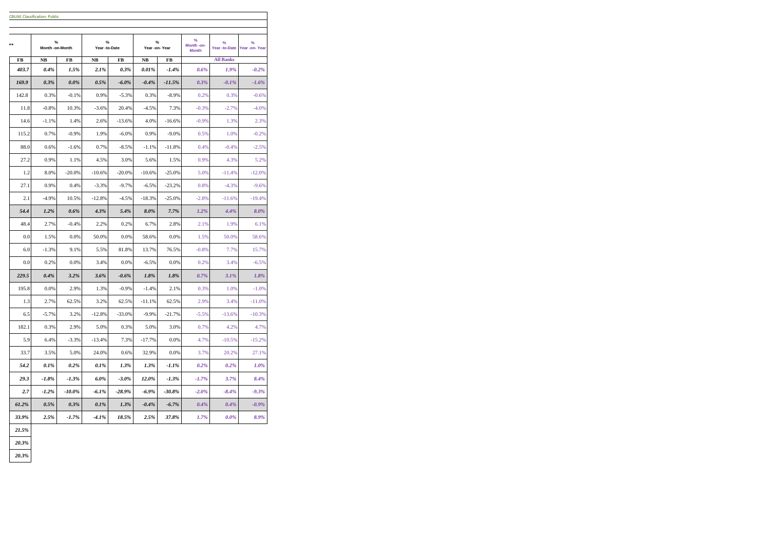CBUAE Classification: Public

| ** | % Month -on-Month | | % Year -to-Date | | % Year -on- Year | | % Month -on- Month | % Year -to-Date | % Year -on- Year |
|---|---|---|---|---|---|---|---|---|---|
| FB | NB | FB | NB | FB | NB | FB | All Banks | | |
| *403.7* | *0.4%* | *1.5%* | *2.1%* | *0.3%* | *0.01%* | *-1.4%* | *0.6%* | *1.9%* | *-0.2%* |
| *169.9* | *0.3%* | *0.0%* | *0.5%* | *-6.0%* | *-0.4%* | *-11.5%* | *0.3%* | *-0.1%* | *-1.6%* |
| 142.8 | 0.3% | -0.1% | 0.9% | -5.3% | 0.3% | -8.9% | 0.2% | 0.3% | -0.6% |
| 11.8 | -0.8% | 10.3% | -3.6% | 20.4% | -4.5% | 7.3% | -0.3% | -2.7% | -4.0% |
| 14.6 | -1.1% | 1.4% | 2.6% | -13.6% | 4.0% | -16.6% | -0.9% | 1.3% | 2.3% |
| 115.2 | 0.7% | -0.9% | 1.9% | -6.0% | 0.9% | -9.0% | 0.5% | 1.0% | -0.2% |
| 88.0 | 0.6% | -1.6% | 0.7% | -8.5% | -1.1% | -11.8% | 0.4% | -0.4% | -2.5% |
| 27.2 | 0.9% | 1.1% | 4.5% | 3.0% | 5.6% | 1.5% | 0.9% | 4.3% | 5.2% |
| 1.2 | 8.0% | -20.0% | -10.6% | -20.0% | -10.6% | -25.0% | 5.0% | -11.4% | -12.0% |
| 27.1 | 0.9% | 0.4% | -3.3% | -9.7% | -6.5% | -23.2% | 0.8% | -4.3% | -9.6% |
| 2.1 | -4.9% | 10.5% | -12.8% | -4.5% | -18.3% | -25.0% | -2.8% | -11.6% | -19.4% |
| *54.4* | *1.2%* | *0.6%* | *4.3%* | *5.4%* | *8.0%* | *7.7%* | *1.2%* | *4.4%* | *8.0%* |
| 48.4 | 2.7% | -0.4% | 2.2% | 0.2% | 6.7% | 2.8% | 2.1% | 1.9% | 6.1% |
| 0.0 | 1.5% | 0.0% | 50.0% | 0.0% | 58.6% | 0.0% | 1.5% | 50.0% | 58.6% |
| 6.0 | -1.3% | 9.1% | 5.5% | 81.8% | 13.7% | 76.5% | -0.8% | 7.7% | 15.7% |
| 0.0 | 0.2% | 0.0% | 3.4% | 0.0% | -6.5% | 0.0% | 0.2% | 3.4% | -6.5% |
| *229.5* | *0.4%* | *3.2%* | *3.6%* | *-0.6%* | *1.8%* | *1.8%* | *0.7%* | *3.1%* | *1.8%* |
| 195.8 | 0.0% | 2.9% | 1.3% | -0.9% | -1.4% | 2.1% | 0.3% | 1.0% | -1.0% |
| 1.3 | 2.7% | 62.5% | 3.2% | 62.5% | -11.1% | 62.5% | 2.9% | 3.4% | -11.0% |
| 6.5 | -5.7% | 3.2% | -12.8% | -33.0% | -9.9% | -21.7% | -5.5% | -13.6% | -10.3% |
| 182.1 | 0.3% | 2.9% | 5.0% | 0.3% | 5.0% | 3.0% | 0.7% | 4.2% | 4.7% |
| 5.9 | 6.4% | -3.3% | -13.4% | 7.3% | -17.7% | 0.0% | 4.7% | -10.5% | -15.2% |
| 33.7 | 3.5% | 5.0% | 24.0% | 0.6% | 32.9% | 0.0% | 3.7% | 20.2% | 27.1% |
| *54.2* | *0.1%* | *0.2%* | *0.1%* | *1.3%* | *1.3%* | *-1.1%* | *0.2%* | *0.2%* | *1.0%* |
| *29.3* | *-1.8%* | *-1.3%* | *6.0%* | *-3.0%* | *12.0%* | *-1.3%* | *-1.7%* | *3.7%* | *8.4%* |
| *2.7* | *-1.2%* | *-10.0%* | *-6.1%* | *-28.9%* | *-6.9%* | *-30.8%* | *-2.0%* | *-8.4%* | *-9.3%* |
| *61.2%* | *0.5%* | *0.3%* | *0.1%* | *1.3%* | *-0.4%* | *-6.7%* | *0.4%* | *0.4%* | *-0.9%* |
| *33.9%* | *2.5%* | *-1.7%* | *-4.1%* | *18.5%* | *2.5%* | *37.8%* | *1.7%* | *0.0%* | *8.9%* |
| *21.5%* | | | | | | | | | |
| *20.3%* | | | | | | | | | |
| *20.3%* | | | | | | | | | |